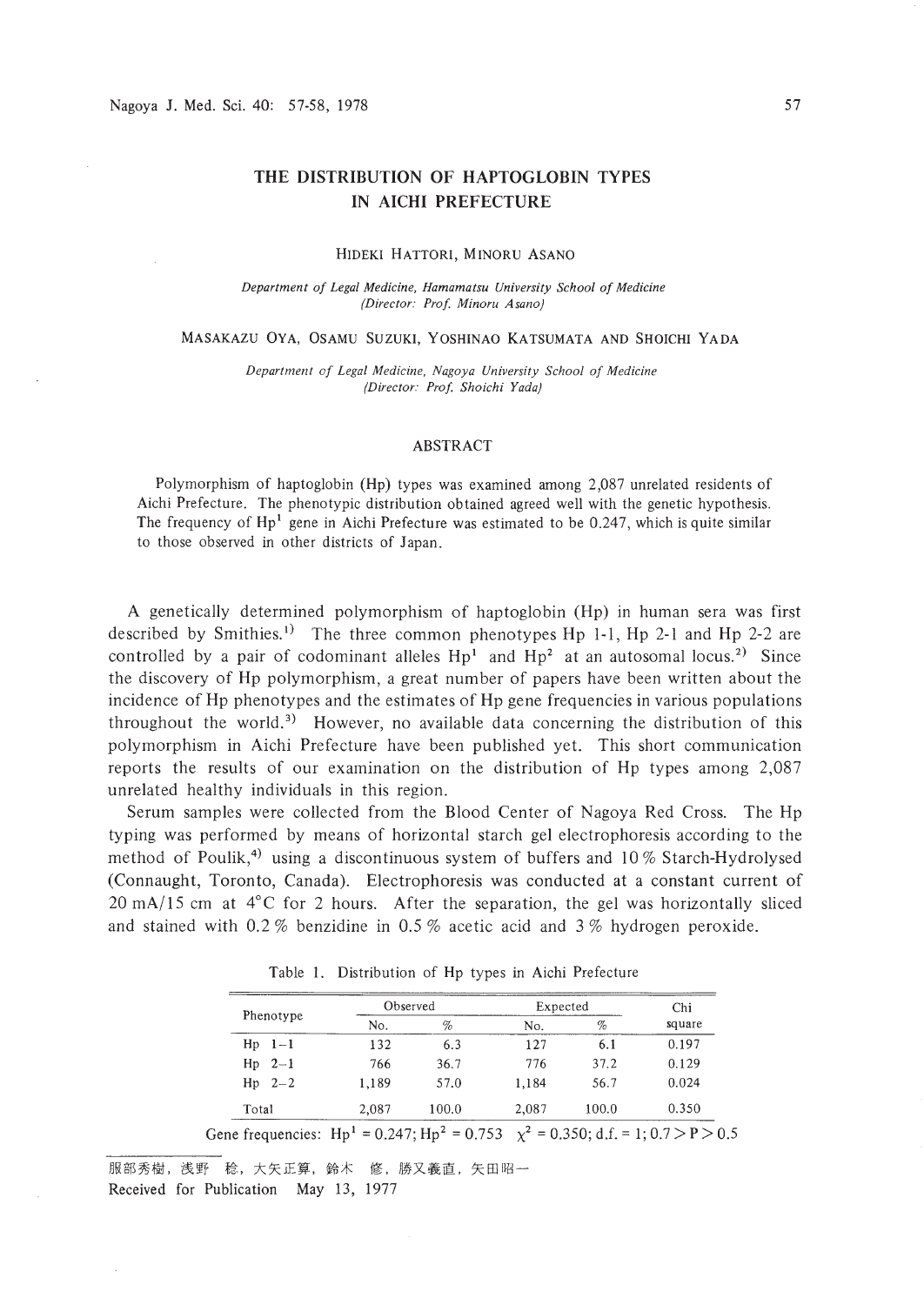# THE DISTRIBUTION OF HAPTOGLOBIN TYPES IN AICHI PREFECTURE

HIDEKI HATTORI, MINORU ASANO

*Department of Legal Medicine, Hamamatsu University School of Medicine (Director: Prof. Minoru Asano)*

MASAKAZU OYA, OSAMU SUZUKI, YOSHINAO KATSUMATA AND SHOICHI YADA

*Department of Legal Medicine, Nagoya University School of Medicine (Director: Prof. Shoichi Yada)*

## ABSTRACT

Polymorphism of haptoglobin (Hp) types was examined among 2,087 unrelated residents of Aichi Prefecture. The phenotypic distribution obtained agreed well with the genetic hypothesis. The frequency of $Hp^1$ gene in Aichi Prefecture was estimated to be 0.247, which is quite similar to those observed in other districts of Japan.

A genetically determined polymorphism of haptoglobin (Hp) in human sera was first described by Smithies.[1] The three common phenotypes Hp 1-1, Hp 2-1 and Hp 2-2 are controlled by a pair of codominant alleles $Hp^1$ and $Hp^2$ at an autosomal locus.[2] Since the discovery of Hp polymorphism, a great number of papers have been written about the incidence of Hp phenotypes and the estimates of Hp gene frequencies in various populations throughout the world.[3] However, no available data concerning the distribution of this polymorphism in Aichi Prefecture have been published yet. This short communication reports the results of our examination on the distribution of Hp types among 2,087 unrelated healthy individuals in this region.

Serum samples were collected from the Blood Center of Nagoya Red Cross. The Hp typing was performed by means of horizontal starch gel electrophoresis according to the method of Poulik,[4] using a discontinuous system of buffers and 10 % Starch-Hydrolysed (Connaught, Toronto, Canada). Electrophoresis was conducted at a constant current of 20 mA/15 cm at 4°C for 2 hours. After the separation, the gel was horizontally sliced and stained with 0.2 % benzidine in 0.5 % acetic acid and 3 % hydrogen peroxide.

Table 1. Distribution of Hp types in Aichi Prefecture

| Phenotype | Observed | | Expected | | Chi square |
|---|---|---|---|---|---|
| | No. | % | No. | % | |
| Hp 1–1 | 132 | 6.3 | 127 | 6.1 | 0.197 |
| Hp 2–1 | 766 | 36.7 | 776 | 37.2 | 0.129 |
| Hp 2–2 | 1,189 | 57.0 | 1,184 | 56.7 | 0.024 |
| Total | 2,087 | 100.0 | 2,087 | 100.0 | 0.350 |

Gene frequencies: $Hp^1 = 0.247$; $Hp^2 = 0.753$  $\chi^2 = 0.350$; d.f. = 1; $0.7 > P > 0.5$

服部秀樹，浅野　稔，大矢正算，鈴木　修，勝又義直，矢田昭一

Received for Publication May 13, 1977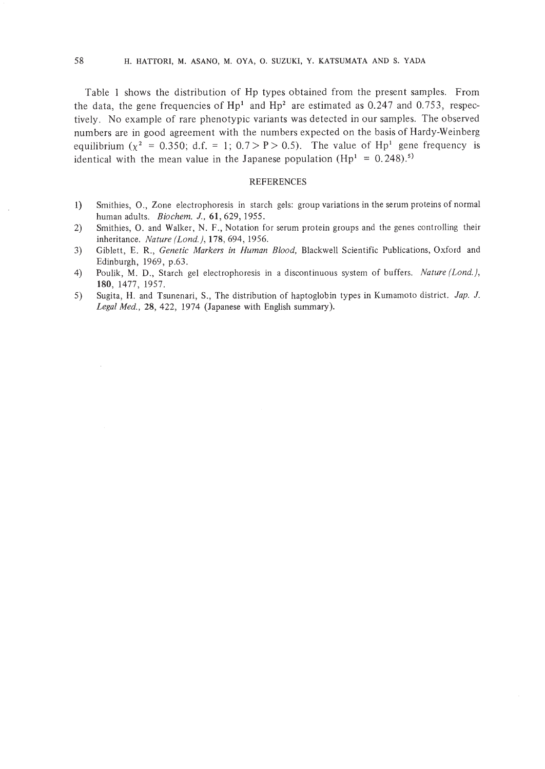Table 1 shows the distribution of Hp types obtained from the present samples. From the data, the gene frequencies of $Hp^1$ and $Hp^2$ are estimated as 0.247 and 0.753, respectively. No example of rare phenotypic variants was detected in our samples. The observed numbers are in good agreement with the numbers expected on the basis of Hardy-Weinberg equilibrium ($\chi^2 = 0.350$; d.f. = 1; $0.7 > P > 0.5$). The value of $Hp^1$ gene frequency is identical with the mean value in the Japanese population ($Hp^1 = 0.248$).[5]

## REFERENCES

1) Smithies, O., Zone electrophoresis in starch gels: group variations in the serum proteins of normal human adults. *Biochem. J.*, **61**, 629, 1955.
2) Smithies, O. and Walker, N. F., Notation for serum protein groups and the genes controlling their inheritance. *Nature (Lond.)*, **178**, 694, 1956.
3) Giblett, E. R., *Genetic Markers in Human Blood*, Blackwell Scientific Publications, Oxford and Edinburgh, 1969, p.63.
4) Poulik, M. D., Starch gel electrophoresis in a discontinuous system of buffers. *Nature (Lond.)*, **180**, 1477, 1957.
5) Sugita, H. and Tsunenari, S., The distribution of haptoglobin types in Kumamoto district. *Jap. J. Legal Med.*, **28**, 422, 1974 (Japanese with English summary).